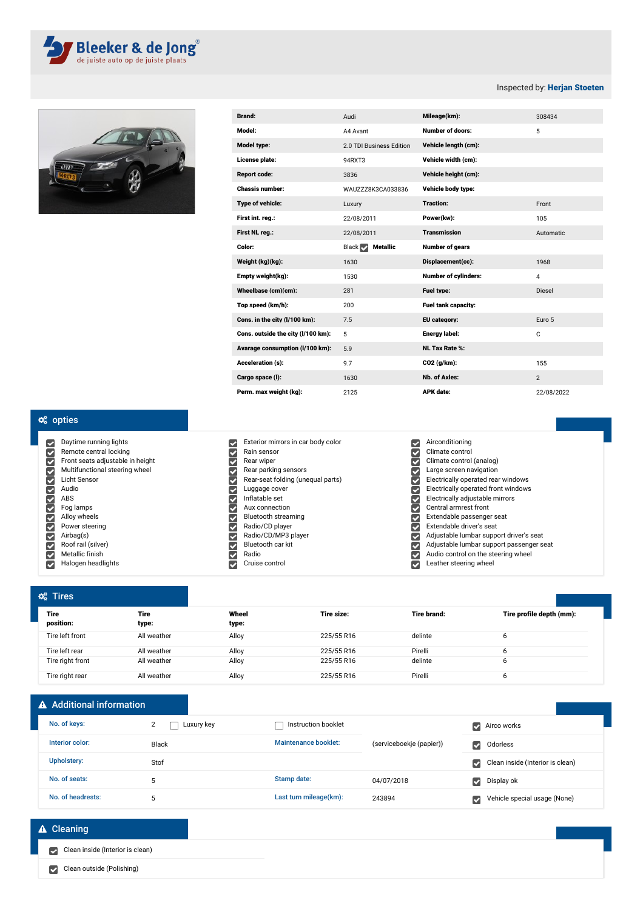**Bleeker & de Jong**
de juiste auto op de juiste plaats

Inspected by: **Herjan Stoeten**

| | | | |
|---|---|---|---|
| **Brand:** | Audi | **Mileage(km):** | 308434 |
| **Model:** | A4 Avant | **Number of doors:** | 5 |
| **Model type:** | 2.0 TDI Business Edition | **Vehicle length (cm):** | |
| **License plate:** | 94RXT3 | **Vehicle width (cm):** | |
| **Report code:** | 3836 | **Vehicle height (cm):** | |
| **Chassis number:** | WAUZZZ8K3CA033836 | **Vehicle body type:** | |
| **Type of vehicle:** | Luxury | **Traction:** | Front |
| **First int. reg.:** | 22/08/2011 | **Power(kw):** | 105 |
| **First NL reg.:** | 22/08/2011 | **Transmission** | Automatic |
| **Color:** | Black ☑ **Metallic** | **Number of gears** | |
| **Weight (kg)(kg):** | 1630 | **Displacement(cc):** | 1968 |
| **Empty weight(kg):** | 1530 | **Number of cylinders:** | 4 |
| **Wheelbase (cm)(cm):** | 281 | **Fuel type:** | Diesel |
| **Top speed (km/h):** | 200 | **Fuel tank capacity:** | |
| **Cons. in the city (l/100 km):** | 7.5 | **EU category:** | Euro 5 |
| **Cons. outside the city (l/100 km):** | 5 | **Energy label:** | C |
| **Avarage consumption (l/100 km):** | 5.9 | **NL Tax Rate %:** | |
| **Acceleration (s):** | 9.7 | **CO2 (g/km):** | 155 |
| **Cargo space (l):** | 1630 | **Nb. of Axles:** | 2 |
| **Perm. max weight (kg):** | 2125 | **APK date:** | 22/08/2022 |

## opties

- ☑ Daytime running lights
- ☑ Remote central locking
- ☑ Front seats adjustable in height
- ☑ Multifunctional steering wheel
- ☑ Licht Sensor
- ☑ Audio
- ☑ ABS
- ☑ Fog lamps
- ☑ Alloy wheels
- ☑ Power steering
- ☑ Airbag(s)
- ☑ Roof rail (silver)
- ☑ Metallic finish
- ☑ Halogen headlights
- ☑ Exterior mirrors in car body color
- ☑ Rain sensor
- ☑ Rear wiper
- ☑ Rear parking sensors
- ☑ Rear-seat folding (unequal parts)
- ☑ Luggage cover
- ☑ Inflatable set
- ☑ Aux connection
- ☑ Bluetooth streaming
- ☑ Radio/CD player
- ☑ Radio/CD/MP3 player
- ☑ Bluetooth car kit
- ☑ Radio
- ☑ Cruise control
- ☑ Airconditioning
- ☑ Climate control
- ☑ Climate control (analog)
- ☑ Large screen navigation
- ☑ Electrically operated rear windows
- ☑ Electrically operated front windows
- ☑ Electrically adjustable mirrors
- ☑ Central armrest front
- ☑ Extendable passenger seat
- ☑ Extendable driver's seat
- ☑ Adjustable lumbar support driver's seat
- ☑ Adjustable lumbar support passenger seat
- ☑ Audio control on the steering wheel
- ☑ Leather steering wheel

## Tires

| Tire position: | Tire type: | Wheel type: | Tire size: | Tire brand: | Tire profile depth (mm): |
|---|---|---|---|---|---|
| Tire left front | All weather | Alloy | 225/55 R16 | delinte | 6 |
| Tire left rear | All weather | Alloy | 225/55 R16 | Pirelli | 6 |
| Tire right front | All weather | Alloy | 225/55 R16 | delinte | 6 |
| Tire right rear | All weather | Alloy | 225/55 R16 | Pirelli | 6 |

## Additional information

| | | | | |
|---|---|---|---|---|
| No. of keys: | 2 ☐ Luxury key | ☐ Instruction booklet | | ☑ Airco works |
| Interior color: | Black | Maintenance booklet: | (serviceboekje (papier)) | ☑ Odorless |
| Upholstery: | Stof | | | ☑ Clean inside (Interior is clean) |
| No. of seats: | 5 | Stamp date: | 04/07/2018 | ☑ Display ok |
| No. of headrests: | 5 | Last turn mileage(km): | 243894 | ☑ Vehicle special usage (None) |

## Cleaning

- ☑ Clean inside (Interior is clean)
- ☑ Clean outside (Polishing)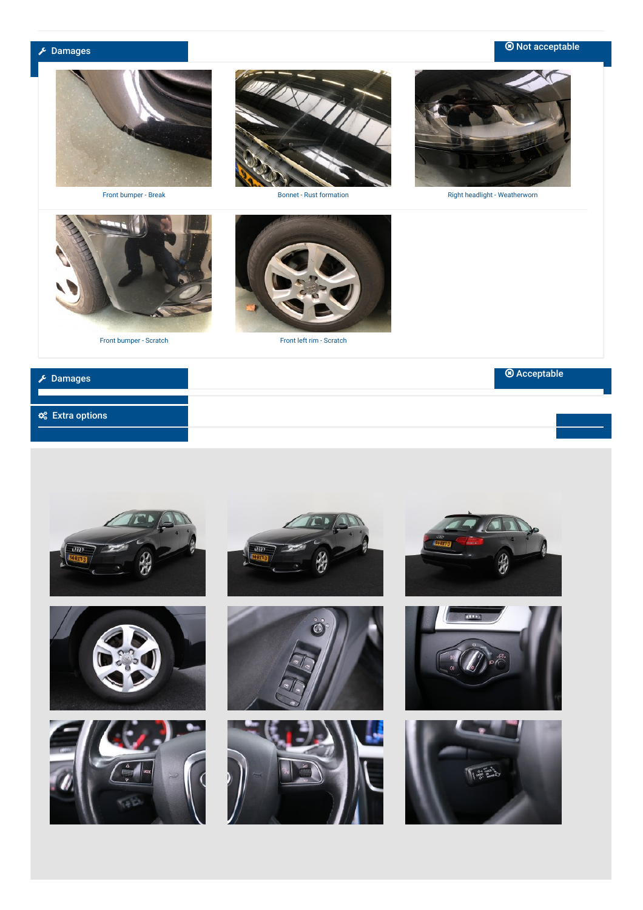## Damages

Not acceptable

Front bumper - Break

Bonnet - Rust formation

Right headlight - Weatherworn

Front bumper - Scratch

Front left rim - Scratch

## Damages

Acceptable

## Extra options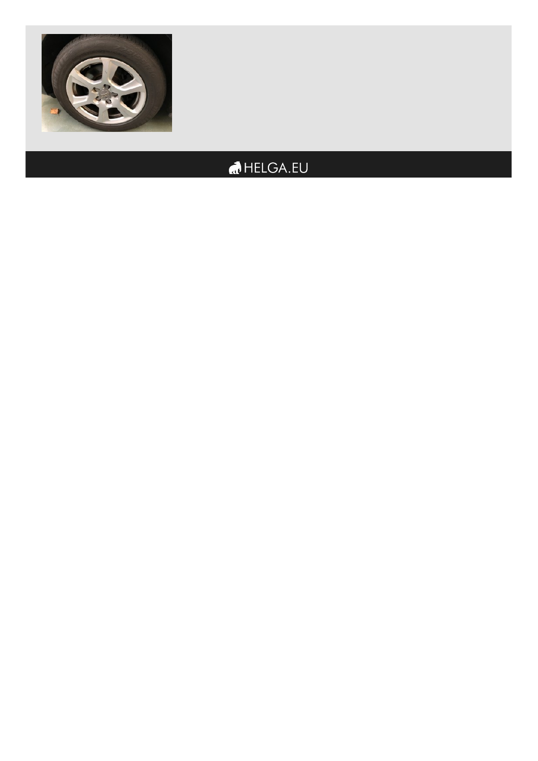HELGA.EU